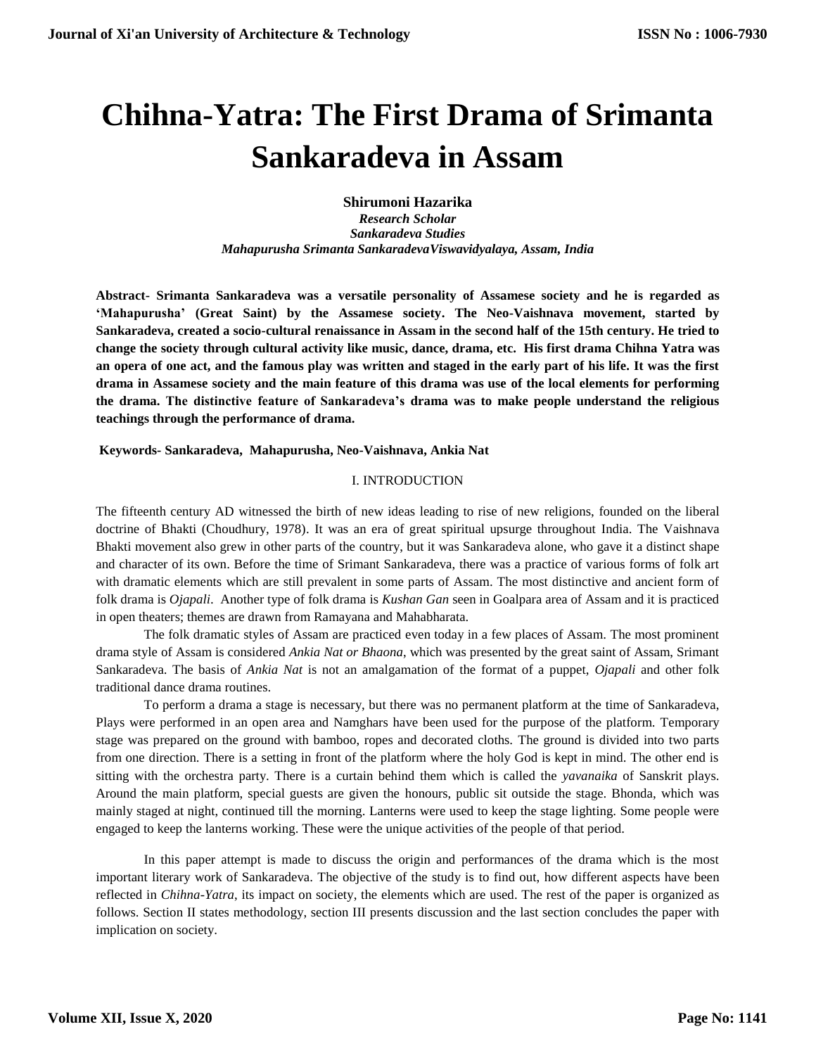# Chihna-Yatra: The First Drama of Srimanta Sankaradeva in Assam

**Shirumoni Hazarika**
*Research Scholar*
*Sankaradeva Studies*
*Mahapurusha Srimanta SankaradevaViswavidyalaya, Assam, India*

**Abstract- Srimanta Sankaradeva was a versatile personality of Assamese society and he is regarded as 'Mahapurusha' (Great Saint) by the Assamese society. The Neo-Vaishnava movement, started by Sankaradeva, created a socio-cultural renaissance in Assam in the second half of the 15th century. He tried to change the society through cultural activity like music, dance, drama, etc. His first drama Chihna Yatra was an opera of one act, and the famous play was written and staged in the early part of his life. It was the first drama in Assamese society and the main feature of this drama was use of the local elements for performing the drama. The distinctive feature of Sankaradeva's drama was to make people understand the religious teachings through the performance of drama.**

**Keywords- Sankaradeva, Mahapurusha, Neo-Vaishnava, Ankia Nat**

## I. INTRODUCTION

The fifteenth century AD witnessed the birth of new ideas leading to rise of new religions, founded on the liberal doctrine of Bhakti (Choudhury, 1978). It was an era of great spiritual upsurge throughout India. The Vaishnava Bhakti movement also grew in other parts of the country, but it was Sankaradeva alone, who gave it a distinct shape and character of its own. Before the time of Srimant Sankaradeva, there was a practice of various forms of folk art with dramatic elements which are still prevalent in some parts of Assam. The most distinctive and ancient form of folk drama is *Ojapali*. Another type of folk drama is *Kushan Gan* seen in Goalpara area of Assam and it is practiced in open theaters; themes are drawn from Ramayana and Mahabharata.

The folk dramatic styles of Assam are practiced even today in a few places of Assam. The most prominent drama style of Assam is considered *Ankia Nat or Bhaona*, which was presented by the great saint of Assam, Srimant Sankaradeva. The basis of *Ankia Nat* is not an amalgamation of the format of a puppet, *Ojapali* and other folk traditional dance drama routines.

To perform a drama a stage is necessary, but there was no permanent platform at the time of Sankaradeva, Plays were performed in an open area and Namghars have been used for the purpose of the platform. Temporary stage was prepared on the ground with bamboo, ropes and decorated cloths. The ground is divided into two parts from one direction. There is a setting in front of the platform where the holy God is kept in mind. The other end is sitting with the orchestra party. There is a curtain behind them which is called the *yavanaika* of Sanskrit plays. Around the main platform, special guests are given the honours, public sit outside the stage. Bhonda, which was mainly staged at night, continued till the morning. Lanterns were used to keep the stage lighting. Some people were engaged to keep the lanterns working. These were the unique activities of the people of that period.

In this paper attempt is made to discuss the origin and performances of the drama which is the most important literary work of Sankaradeva. The objective of the study is to find out, how different aspects have been reflected in *Chihna-Yatra*, its impact on society, the elements which are used. The rest of the paper is organized as follows. Section II states methodology, section III presents discussion and the last section concludes the paper with implication on society.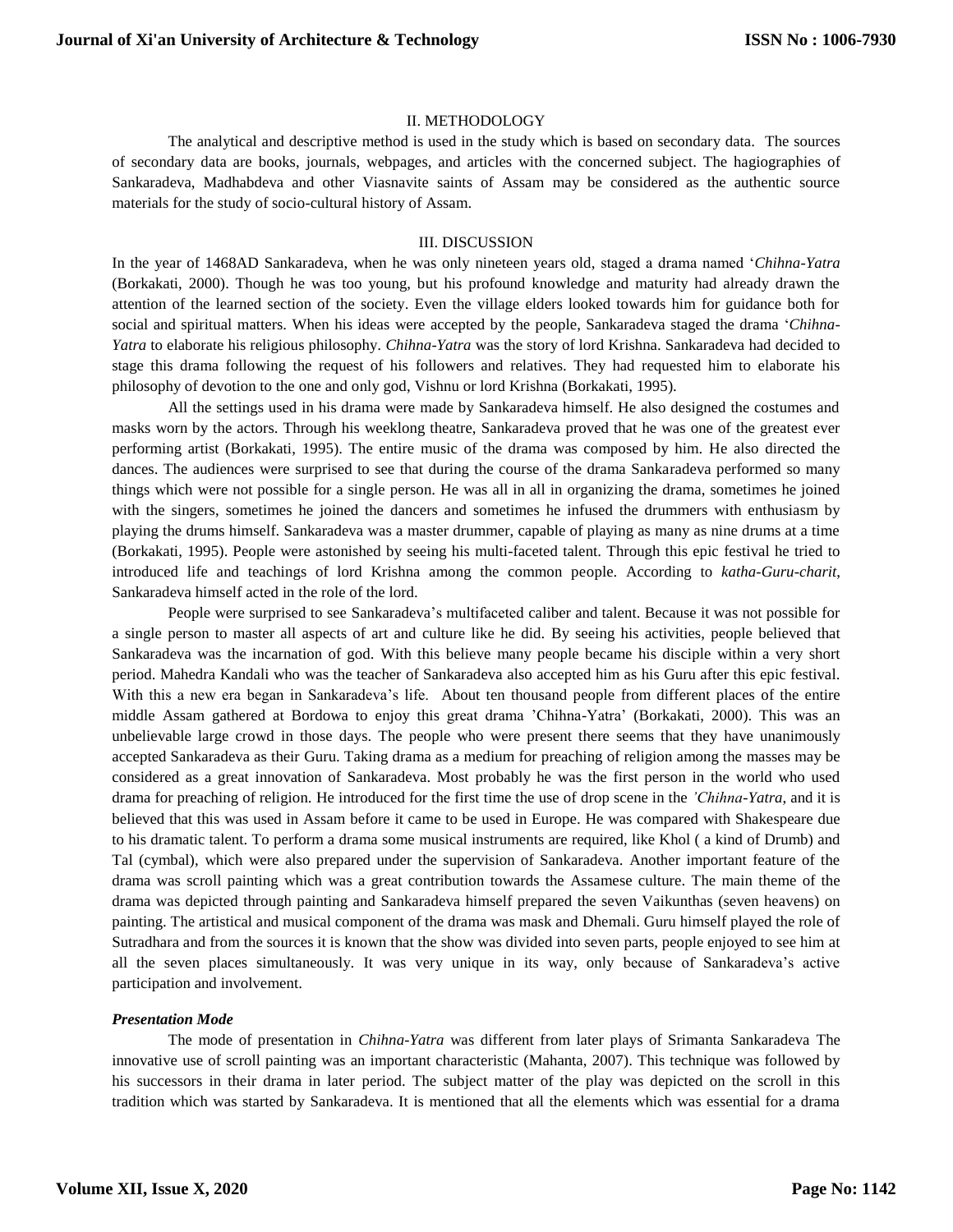## II. METHODOLOGY

The analytical and descriptive method is used in the study which is based on secondary data. The sources of secondary data are books, journals, webpages, and articles with the concerned subject. The hagiographies of Sankaradeva, Madhabdeva and other Viasnavite saints of Assam may be considered as the authentic source materials for the study of socio-cultural history of Assam.

## III. DISCUSSION

In the year of 1468AD Sankaradeva, when he was only nineteen years old, staged a drama named '*Chihna-Yatra* (Borkakati, 2000). Though he was too young, but his profound knowledge and maturity had already drawn the attention of the learned section of the society. Even the village elders looked towards him for guidance both for social and spiritual matters. When his ideas were accepted by the people, Sankaradeva staged the drama '*Chihna-Yatra* to elaborate his religious philosophy. *Chihna-Yatra* was the story of lord Krishna. Sankaradeva had decided to stage this drama following the request of his followers and relatives. They had requested him to elaborate his philosophy of devotion to the one and only god, Vishnu or lord Krishna (Borkakati, 1995).

All the settings used in his drama were made by Sankaradeva himself. He also designed the costumes and masks worn by the actors. Through his weeklong theatre, Sankaradeva proved that he was one of the greatest ever performing artist (Borkakati, 1995). The entire music of the drama was composed by him. He also directed the dances. The audiences were surprised to see that during the course of the drama Sankaradeva performed so many things which were not possible for a single person. He was all in all in organizing the drama, sometimes he joined with the singers, sometimes he joined the dancers and sometimes he infused the drummers with enthusiasm by playing the drums himself. Sankaradeva was a master drummer, capable of playing as many as nine drums at a time (Borkakati, 1995). People were astonished by seeing his multi-faceted talent. Through this epic festival he tried to introduced life and teachings of lord Krishna among the common people. According to *katha-Guru-charit*, Sankaradeva himself acted in the role of the lord.

People were surprised to see Sankaradeva's multifaceted caliber and talent. Because it was not possible for a single person to master all aspects of art and culture like he did. By seeing his activities, people believed that Sankaradeva was the incarnation of god. With this believe many people became his disciple within a very short period. Mahedra Kandali who was the teacher of Sankaradeva also accepted him as his Guru after this epic festival. With this a new era began in Sankaradeva's life. About ten thousand people from different places of the entire middle Assam gathered at Bordowa to enjoy this great drama 'Chihna-Yatra' (Borkakati, 2000). This was an unbelievable large crowd in those days. The people who were present there seems that they have unanimously accepted Sankaradeva as their Guru. Taking drama as a medium for preaching of religion among the masses may be considered as a great innovation of Sankaradeva. Most probably he was the first person in the world who used drama for preaching of religion. He introduced for the first time the use of drop scene in the *'Chihna-Yatra*, and it is believed that this was used in Assam before it came to be used in Europe. He was compared with Shakespeare due to his dramatic talent. To perform a drama some musical instruments are required, like Khol ( a kind of Drumb) and Tal (cymbal), which were also prepared under the supervision of Sankaradeva. Another important feature of the drama was scroll painting which was a great contribution towards the Assamese culture. The main theme of the drama was depicted through painting and Sankaradeva himself prepared the seven Vaikunthas (seven heavens) on painting. The artistical and musical component of the drama was mask and Dhemali. Guru himself played the role of Sutradhara and from the sources it is known that the show was divided into seven parts, people enjoyed to see him at all the seven places simultaneously. It was very unique in its way, only because of Sankaradeva's active participation and involvement.

### *Presentation Mode*

The mode of presentation in *Chihna-Yatra* was different from later plays of Srimanta Sankaradeva The innovative use of scroll painting was an important characteristic (Mahanta, 2007). This technique was followed by his successors in their drama in later period. The subject matter of the play was depicted on the scroll in this tradition which was started by Sankaradeva. It is mentioned that all the elements which was essential for a drama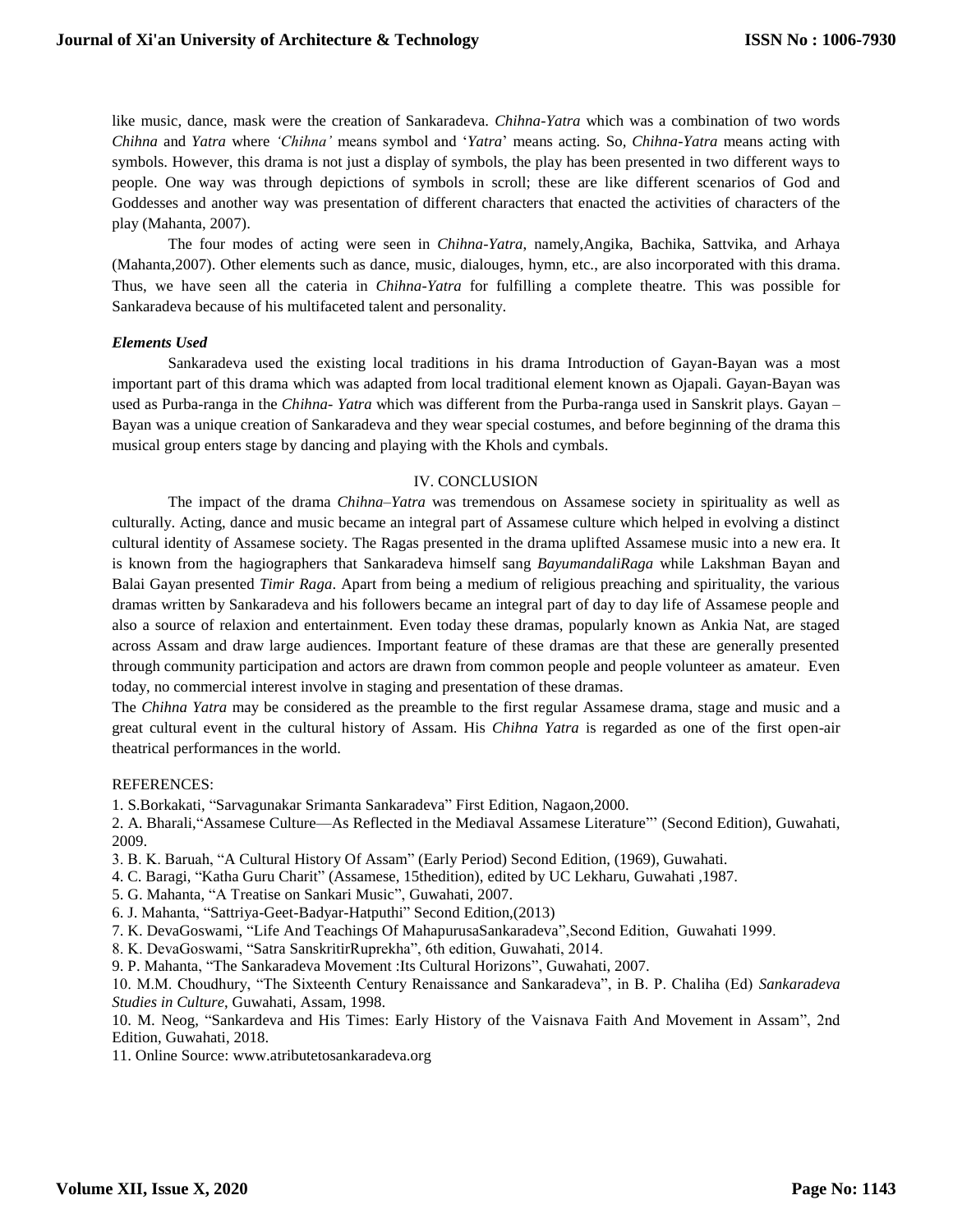like music, dance, mask were the creation of Sankaradeva. *Chihna-Yatra* which was a combination of two words *Chihna* and *Yatra* where *'Chihna'* means symbol and '*Yatra*' means acting. So, *Chihna-Yatra* means acting with symbols. However, this drama is not just a display of symbols, the play has been presented in two different ways to people. One way was through depictions of symbols in scroll; these are like different scenarios of God and Goddesses and another way was presentation of different characters that enacted the activities of characters of the play (Mahanta, 2007).

The four modes of acting were seen in *Chihna-Yatra*, namely,Angika, Bachika, Sattvika, and Arhaya (Mahanta,2007). Other elements such as dance, music, dialouges, hymn, etc., are also incorporated with this drama. Thus, we have seen all the cateria in *Chihna-Yatra* for fulfilling a complete theatre. This was possible for Sankaradeva because of his multifaceted talent and personality.

***Elements Used***

Sankaradeva used the existing local traditions in his drama Introduction of Gayan-Bayan was a most important part of this drama which was adapted from local traditional element known as Ojapali. Gayan-Bayan was used as Purba-ranga in the *Chihna- Yatra* which was different from the Purba-ranga used in Sanskrit plays. Gayan – Bayan was a unique creation of Sankaradeva and they wear special costumes, and before beginning of the drama this musical group enters stage by dancing and playing with the Khols and cymbals.

## IV. CONCLUSION

The impact of the drama *Chihna–Yatra* was tremendous on Assamese society in spirituality as well as culturally. Acting, dance and music became an integral part of Assamese culture which helped in evolving a distinct cultural identity of Assamese society. The Ragas presented in the drama uplifted Assamese music into a new era. It is known from the hagiographers that Sankaradeva himself sang *BayumandaliRaga* while Lakshman Bayan and Balai Gayan presented *Timir Raga*. Apart from being a medium of religious preaching and spirituality, the various dramas written by Sankaradeva and his followers became an integral part of day to day life of Assamese people and also a source of relaxion and entertainment. Even today these dramas, popularly known as Ankia Nat, are staged across Assam and draw large audiences. Important feature of these dramas are that these are generally presented through community participation and actors are drawn from common people and people volunteer as amateur. Even today, no commercial interest involve in staging and presentation of these dramas.

The *Chihna Yatra* may be considered as the preamble to the first regular Assamese drama, stage and music and a great cultural event in the cultural history of Assam. His *Chihna Yatra* is regarded as one of the first open-air theatrical performances in the world.

REFERENCES:

1. S.Borkakati, "Sarvagunakar Srimanta Sankaradeva" First Edition, Nagaon,2000.
2. A. Bharali,"Assamese Culture—As Reflected in the Mediaval Assamese Literature"' (Second Edition), Guwahati, 2009.
3. B. K. Baruah, "A Cultural History Of Assam" (Early Period) Second Edition, (1969), Guwahati.
4. C. Baragi, "Katha Guru Charit" (Assamese, 15thedition), edited by UC Lekharu, Guwahati ,1987.
5. G. Mahanta, "A Treatise on Sankari Music", Guwahati, 2007.
6. J. Mahanta, "Sattriya-Geet-Badyar-Hatputhi" Second Edition,(2013)
7. K. DevaGoswami, "Life And Teachings Of MahapurusaSankaradeva",Second Edition, Guwahati 1999.
8. K. DevaGoswami, "Satra SanskritirRuprekha", 6th edition, Guwahati, 2014.
9. P. Mahanta, "The Sankaradeva Movement :Its Cultural Horizons", Guwahati, 2007.
10. M.M. Choudhury, "The Sixteenth Century Renaissance and Sankaradeva", in B. P. Chaliha (Ed) *Sankaradeva Studies in Culture*, Guwahati, Assam, 1998.
10. M. Neog, "Sankardeva and His Times: Early History of the Vaisnava Faith And Movement in Assam", 2nd Edition, Guwahati, 2018.
11. Online Source: www.atributetosankaradeva.org